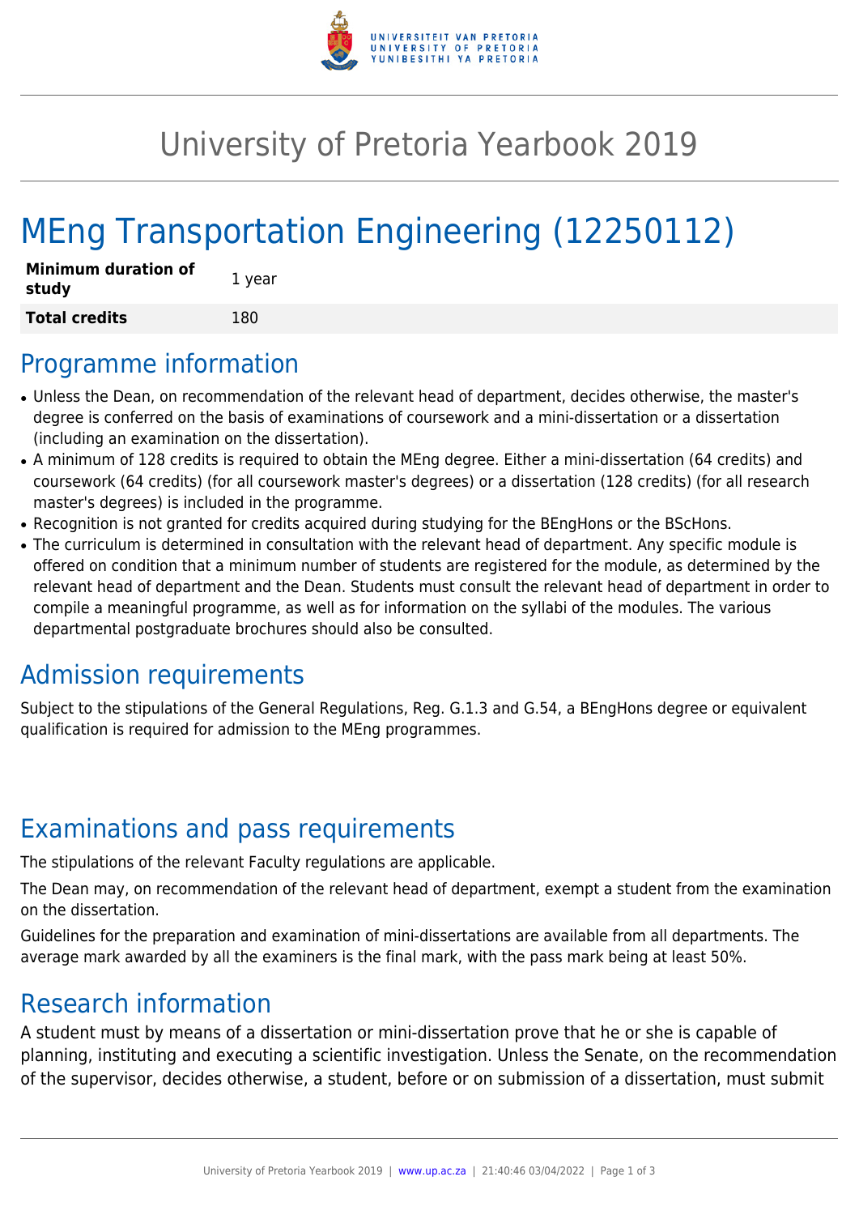# University of Pretoria Yearbook 2019

# MEng Transportation Engineering (12250112)

| **Minimum duration of study** | 1 year |
| --- | --- |
| **Total credits** | 180 |

## Programme information

- Unless the Dean, on recommendation of the relevant head of department, decides otherwise, the master's degree is conferred on the basis of examinations of coursework and a mini-dissertation or a dissertation (including an examination on the dissertation).
- A minimum of 128 credits is required to obtain the MEng degree. Either a mini-dissertation (64 credits) and coursework (64 credits) (for all coursework master's degrees) or a dissertation (128 credits) (for all research master's degrees) is included in the programme.
- Recognition is not granted for credits acquired during studying for the BEngHons or the BScHons.
- The curriculum is determined in consultation with the relevant head of department. Any specific module is offered on condition that a minimum number of students are registered for the module, as determined by the relevant head of department and the Dean. Students must consult the relevant head of department in order to compile a meaningful programme, as well as for information on the syllabi of the modules. The various departmental postgraduate brochures should also be consulted.

## Admission requirements

Subject to the stipulations of the General Regulations, Reg. G.1.3 and G.54, a BEngHons degree or equivalent qualification is required for admission to the MEng programmes.

## Examinations and pass requirements

The stipulations of the relevant Faculty regulations are applicable.

The Dean may, on recommendation of the relevant head of department, exempt a student from the examination on the dissertation.

Guidelines for the preparation and examination of mini-dissertations are available from all departments. The average mark awarded by all the examiners is the final mark, with the pass mark being at least 50%.

## Research information

A student must by means of a dissertation or mini-dissertation prove that he or she is capable of planning, instituting and executing a scientific investigation. Unless the Senate, on the recommendation of the supervisor, decides otherwise, a student, before or on submission of a dissertation, must submit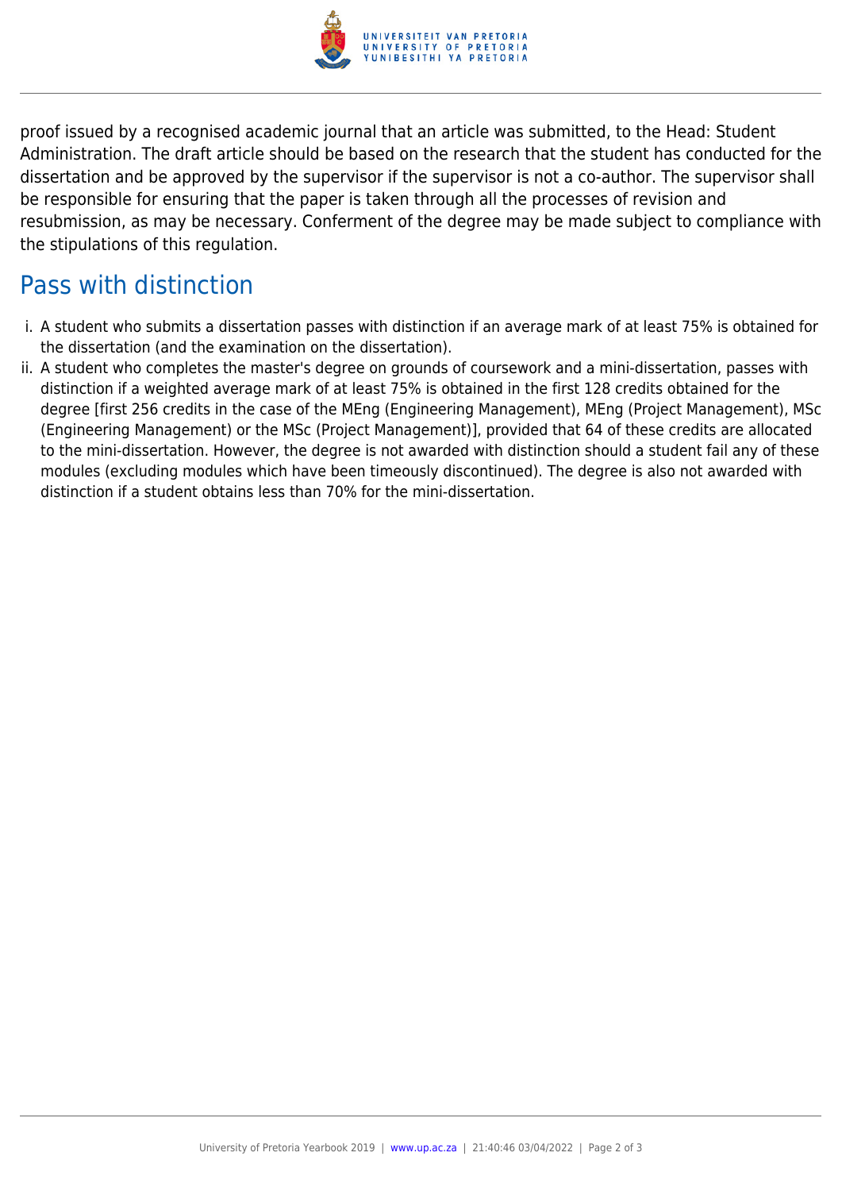proof issued by a recognised academic journal that an article was submitted, to the Head: Student Administration. The draft article should be based on the research that the student has conducted for the dissertation and be approved by the supervisor if the supervisor is not a co-author. The supervisor shall be responsible for ensuring that the paper is taken through all the processes of revision and resubmission, as may be necessary. Conferment of the degree may be made subject to compliance with the stipulations of this regulation.

## Pass with distinction

i. A student who submits a dissertation passes with distinction if an average mark of at least 75% is obtained for the dissertation (and the examination on the dissertation).

ii. A student who completes the master's degree on grounds of coursework and a mini-dissertation, passes with distinction if a weighted average mark of at least 75% is obtained in the first 128 credits obtained for the degree [first 256 credits in the case of the MEng (Engineering Management), MEng (Project Management), MSc (Engineering Management) or the MSc (Project Management)], provided that 64 of these credits are allocated to the mini-dissertation. However, the degree is not awarded with distinction should a student fail any of these modules (excluding modules which have been timeously discontinued). The degree is also not awarded with distinction if a student obtains less than 70% for the mini-dissertation.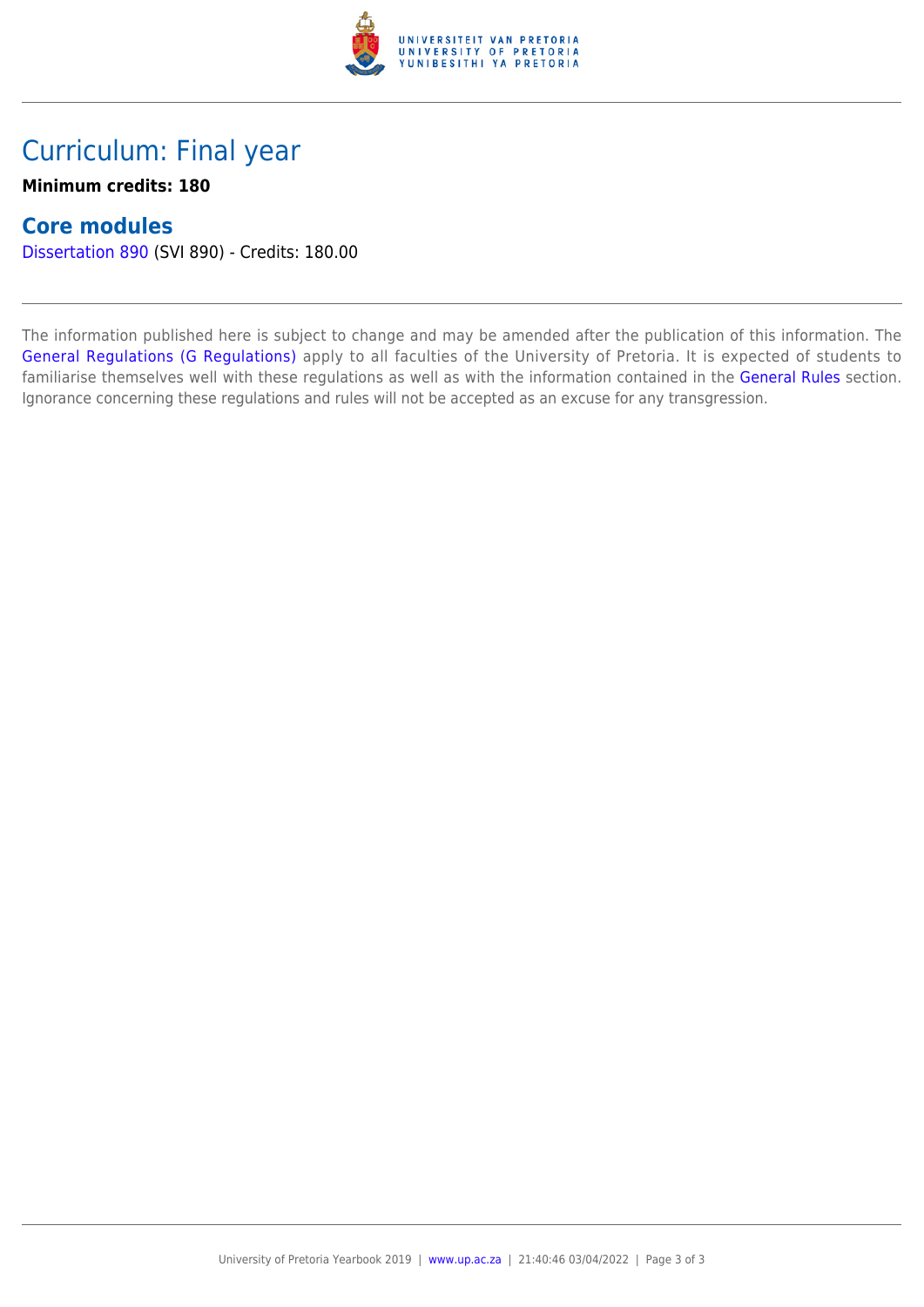## Curriculum: Final year

**Minimum credits: 180**

### Core modules

Dissertation 890 (SVI 890) - Credits: 180.00

The information published here is subject to change and may be amended after the publication of this information. The General Regulations (G Regulations) apply to all faculties of the University of Pretoria. It is expected of students to familiarise themselves well with these regulations as well as with the information contained in the General Rules section. Ignorance concerning these regulations and rules will not be accepted as an excuse for any transgression.